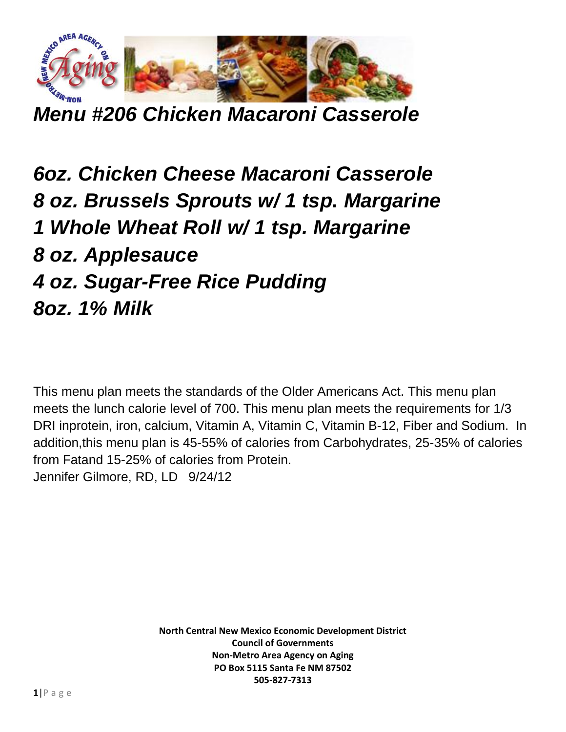# *Menu #206 Chicken Macaroni Casserole*

## *6oz. Chicken Cheese Macaroni Casserole*
## *8 oz. Brussels Sprouts w/ 1 tsp. Margarine*
## *1 Whole Wheat Roll w/ 1 tsp. Margarine*
## *8 oz. Applesauce*
## *4 oz. Sugar-Free Rice Pudding*
## *8oz. 1% Milk*

This menu plan meets the standards of the Older Americans Act. This menu plan meets the lunch calorie level of 700. This menu plan meets the requirements for 1/3 DRI inprotein, iron, calcium, Vitamin A, Vitamin C, Vitamin B-12, Fiber and Sodium. In addition,this menu plan is 45-55% of calories from Carbohydrates, 25-35% of calories from Fatand 15-25% of calories from Protein.
Jennifer Gilmore, RD, LD 9/24/12

**North Central New Mexico Economic Development District**
**Council of Governments**
**Non-Metro Area Agency on Aging**
**PO Box 5115 Santa Fe NM 87502**
**505-827-7313**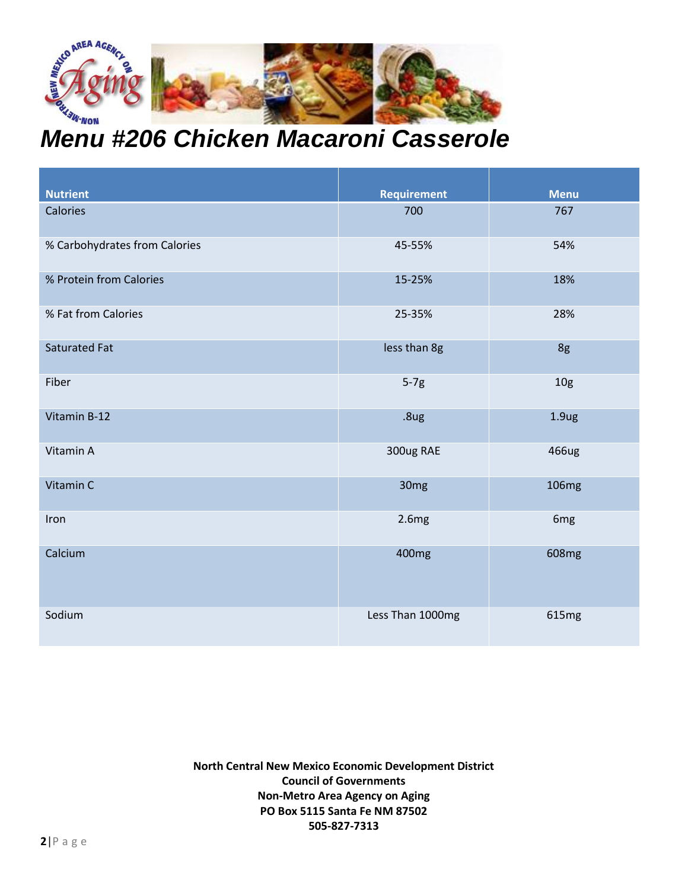# Menu #206 Chicken Macaroni Casserole

| Nutrient | Requirement | Menu |
| --- | --- | --- |
| Calories | 700 | 767 |
| % Carbohydrates from Calories | 45-55% | 54% |
| % Protein from Calories | 15-25% | 18% |
| % Fat from Calories | 25-35% | 28% |
| Saturated Fat | less than 8g | 8g |
| Fiber | 5-7g | 10g |
| Vitamin B-12 | .8ug | 1.9ug |
| Vitamin A | 300ug RAE | 466ug |
| Vitamin C | 30mg | 106mg |
| Iron | 2.6mg | 6mg |
| Calcium | 400mg | 608mg |
| Sodium | Less Than 1000mg | 615mg |

**North Central New Mexico Economic Development District**
**Council of Governments**
**Non-Metro Area Agency on Aging**
**PO Box 5115 Santa Fe NM 87502**
**505-827-7313**